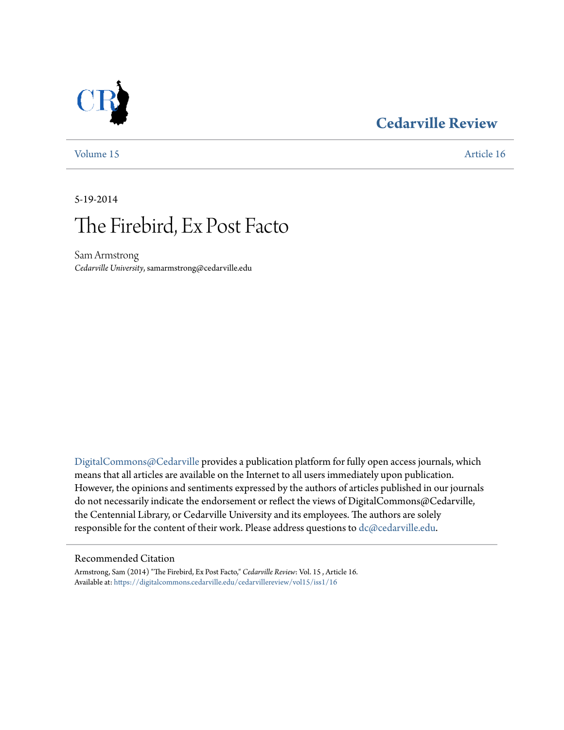Cedarville Review

Volume 15 Article 16

5-19-2014

# The Firebird, Ex Post Facto

Sam Armstrong
*Cedarville University*, samarmstrong@cedarville.edu

DigitalCommons@Cedarville provides a publication platform for fully open access journals, which means that all articles are available on the Internet to all users immediately upon publication. However, the opinions and sentiments expressed by the authors of articles published in our journals do not necessarily indicate the endorsement or reflect the views of DigitalCommons@Cedarville, the Centennial Library, or Cedarville University and its employees. The authors are solely responsible for the content of their work. Please address questions to dc@cedarville.edu.

## Recommended Citation

Armstrong, Sam (2014) "The Firebird, Ex Post Facto," *Cedarville Review*: Vol. 15 , Article 16.
Available at: https://digitalcommons.cedarville.edu/cedarvillereview/vol15/iss1/16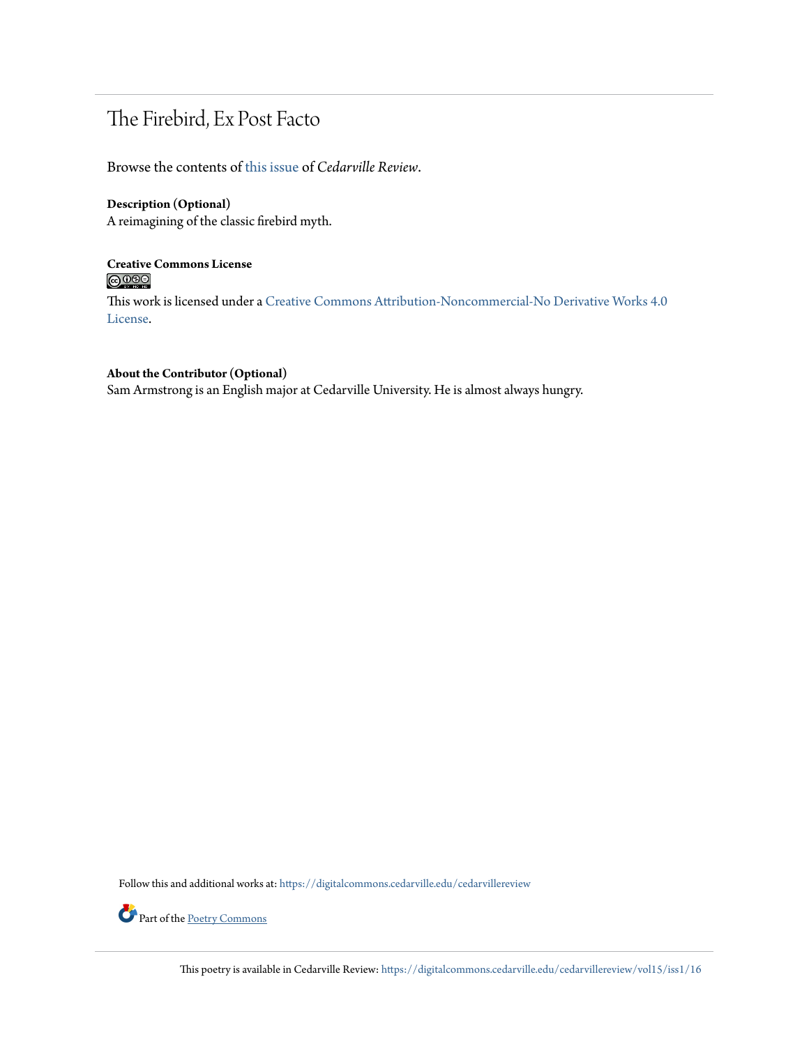# The Firebird, Ex Post Facto

Browse the contents of this issue of *Cedarville Review*.

**Description (Optional)**
A reimagining of the classic firebird myth.

**Creative Commons License**

This work is licensed under a Creative Commons Attribution-Noncommercial-No Derivative Works 4.0 License.

**About the Contributor (Optional)**
Sam Armstrong is an English major at Cedarville University. He is almost always hungry.

Follow this and additional works at: https://digitalcommons.cedarville.edu/cedarvillereview

Part of the Poetry Commons

This poetry is available in Cedarville Review: https://digitalcommons.cedarville.edu/cedarvillereview/vol15/iss1/16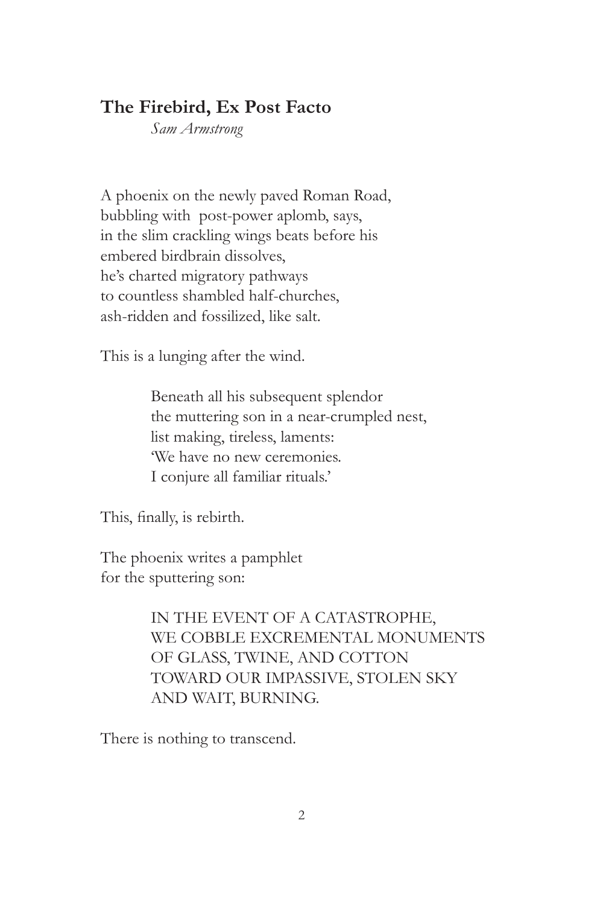## The Firebird, Ex Post Facto

*Sam Armstrong*

A phoenix on the newly paved Roman Road,  
bubbling with post-power aplomb, says,  
in the slim crackling wings beats before his  
embered birdbrain dissolves,  
he's charted migratory pathways  
to countless shambled half-churches,  
ash-ridden and fossilized, like salt.

This is a lunging after the wind.

> Beneath all his subsequent splendor  
> the muttering son in a near-crumpled nest,  
> list making, tireless, laments:  
> 'We have no new ceremonies.  
> I conjure all familiar rituals.'

This, finally, is rebirth.

The phoenix writes a pamphlet  
for the sputtering son:

> IN THE EVENT OF A CATASTROPHE,  
> WE COBBLE EXCREMENTAL MONUMENTS  
> OF GLASS, TWINE, AND COTTON  
> TOWARD OUR IMPASSIVE, STOLEN SKY  
> AND WAIT, BURNING.

There is nothing to transcend.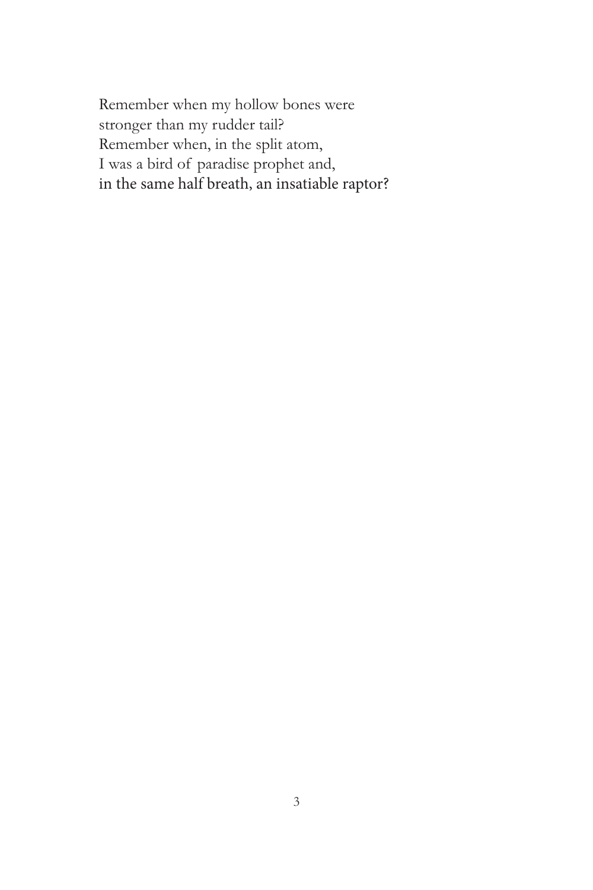Remember when my hollow bones were  
stronger than my rudder tail?  
Remember when, in the split atom,  
I was a bird of paradise prophet and,  
in the same half breath, an insatiable raptor?